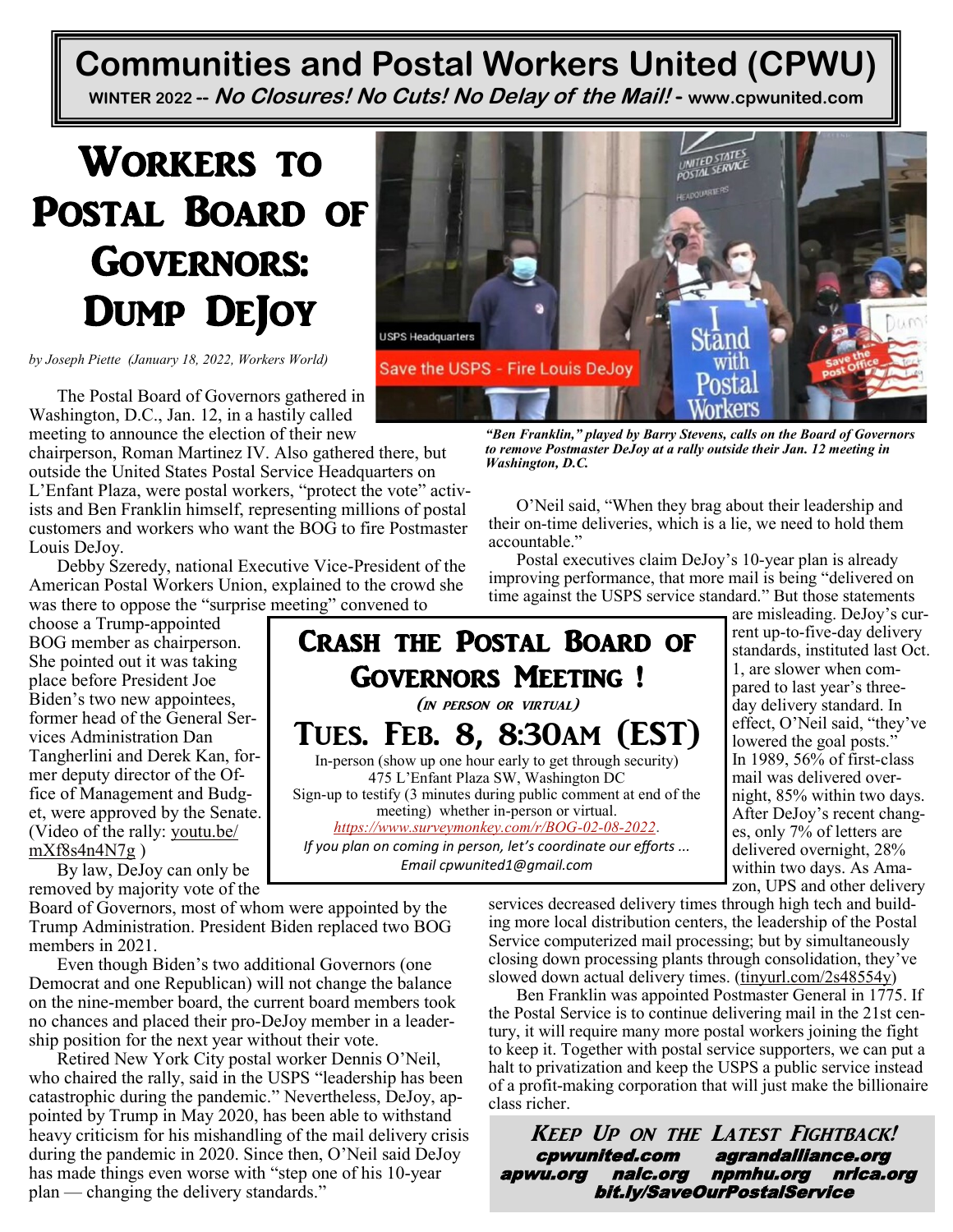# Communities and Postal Workers United (CPWU)

**WINTER 2022 -- *No Closures! No Cuts! No Delay of the Mail!* - www.cpwunited.com**

# Workers to Postal Board of Governors: Dump DeJoy

*by Joseph Piette (January 18, 2022, Workers World)*

*"Ben Franklin," played by Barry Stevens, calls on the Board of Governors to remove Postmaster DeJoy at a rally outside their Jan. 12 meeting in Washington, D.C.*

The Postal Board of Governors gathered in Washington, D.C., Jan. 12, in a hastily called meeting to announce the election of their new chairperson, Roman Martinez IV. Also gathered there, but outside the United States Postal Service Headquarters on L'Enfant Plaza, were postal workers, "protect the vote" activists and Ben Franklin himself, representing millions of postal customers and workers who want the BOG to fire Postmaster Louis DeJoy.

Debby Szeredy, national Executive Vice-President of the American Postal Workers Union, explained to the crowd she was there to oppose the "surprise meeting" convened to choose a Trump-appointed BOG member as chairperson. She pointed out it was taking place before President Joe Biden's two new appointees, former head of the General Services Administration Dan Tangherlini and Derek Kan, former deputy director of the Office of Management and Budget, were approved by the Senate. (Video of the rally: youtu.be/mXf8s4n4N7g )

By law, DeJoy can only be removed by majority vote of the Board of Governors, most of whom were appointed by the Trump Administration. President Biden replaced two BOG members in 2021.

Even though Biden's two additional Governors (one Democrat and one Republican) will not change the balance on the nine-member board, the current board members took no chances and placed their pro-DeJoy member in a leadership position for the next year without their vote.

Retired New York City postal worker Dennis O'Neil, who chaired the rally, said in the USPS "leadership has been catastrophic during the pandemic." Nevertheless, DeJoy, appointed by Trump in May 2020, has been able to withstand heavy criticism for his mishandling of the mail delivery crisis during the pandemic in 2020. Since then, O'Neil said DeJoy has made things even worse with "step one of his 10-year plan — changing the delivery standards."

O'Neil said, "When they brag about their leadership and their on-time deliveries, which is a lie, we need to hold them accountable."

Postal executives claim DeJoy's 10-year plan is already improving performance, that more mail is being "delivered on time against the USPS service standard." But those statements are misleading. DeJoy's current up-to-five-day delivery standards, instituted last Oct. 1, are slower when compared to last year's three-day delivery standard. In effect, O'Neil said, "they've lowered the goal posts." In 1989, 56% of first-class mail was delivered overnight, 85% within two days. After DeJoy's recent changes, only 7% of letters are delivered overnight, 28% within two days. As Amazon, UPS and other delivery services decreased delivery times through high tech and building more local distribution centers, the leadership of the Postal Service computerized mail processing; but by simultaneously closing down processing plants through consolidation, they've slowed down actual delivery times. (tinyurl.com/2s48554y)

Ben Franklin was appointed Postmaster General in 1775. If the Postal Service is to continue delivering mail in the 21st century, it will require many more postal workers joining the fight to keep it. Together with postal service supporters, we can put a halt to privatization and keep the USPS a public service instead of a profit-making corporation that will just make the billionaire class richer.

## Crash the Postal Board of Governors Meeting !

*(in person or virtual)*

## Tues. Feb. 8, 8:30am (EST)

In-person (show up one hour early to get through security)
475 L'Enfant Plaza SW, Washington DC
Sign-up to testify (3 minutes during public comment at end of the meeting) whether in-person or virtual.
*https://www.surveymonkey.com/r/BOG-02-08-2022.*

*If you plan on coming in person, let's coordinate our efforts ... Email cpwunited1@gmail.com*

### *Keep Up on the Latest Fightback!*

**cpwunited.com agrandalliance.org**
**apwu.org nalc.org npmhu.org nrlca.org**
**bit.ly/SaveOurPostalService**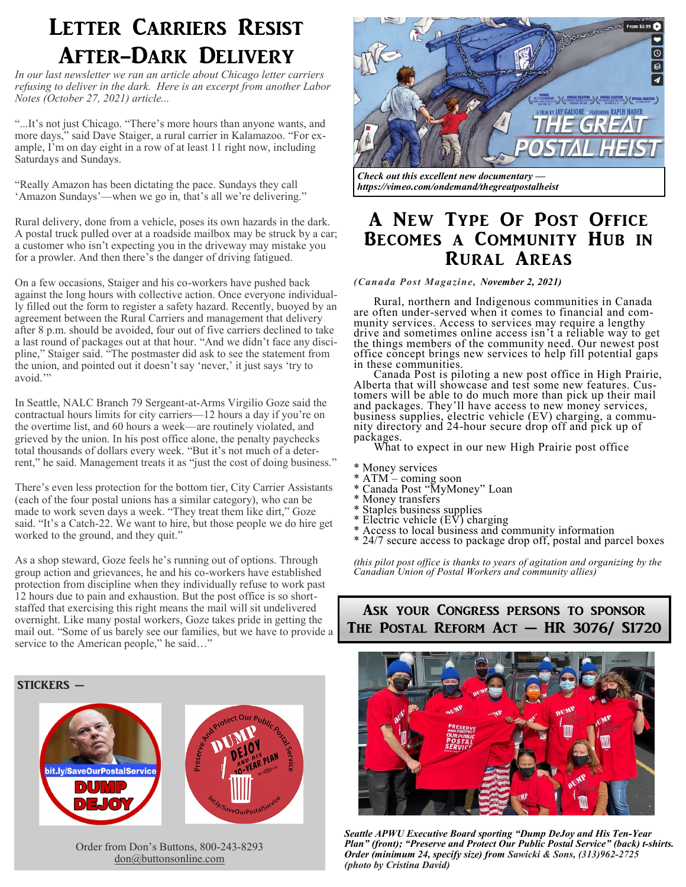# Letter Carriers Resist After-Dark Delivery

*In our last newsletter we ran an article about Chicago letter carriers refusing to deliver in the dark. Here is an excerpt from another Labor Notes (October 27, 2021) article...*

"...It's not just Chicago. "There's more hours than anyone wants, and more days," said Dave Staiger, a rural carrier in Kalamazoo. "For example, I'm on day eight in a row of at least 11 right now, including Saturdays and Sundays.

"Really Amazon has been dictating the pace. Sundays they call 'Amazon Sundays'—when we go in, that's all we're delivering."

Rural delivery, done from a vehicle, poses its own hazards in the dark. A postal truck pulled over at a roadside mailbox may be struck by a car; a customer who isn't expecting you in the driveway may mistake you for a prowler. And then there's the danger of driving fatigued.

On a few occasions, Staiger and his co-workers have pushed back against the long hours with collective action. Once everyone individually filled out the form to register a safety hazard. Recently, buoyed by an agreement between the Rural Carriers and management that delivery after 8 p.m. should be avoided, four out of five carriers declined to take a last round of packages out at that hour. "And we didn't face any discipline," Staiger said. "The postmaster did ask to see the statement from the union, and pointed out it doesn't say 'never,' it just says 'try to avoid.'"

In Seattle, NALC Branch 79 Sergeant-at-Arms Virgilio Goze said the contractual hours limits for city carriers—12 hours a day if you're on the overtime list, and 60 hours a week—are routinely violated, and grieved by the union. In his post office alone, the penalty paychecks total thousands of dollars every week. "But it's not much of a deterrent," he said. Management treats it as "just the cost of doing business."

There's even less protection for the bottom tier, City Carrier Assistants (each of the four postal unions has a similar category), who can be made to work seven days a week. "They treat them like dirt," Goze said. "It's a Catch-22. We want to hire, but those people we do hire get worked to the ground, and they quit."

As a shop steward, Goze feels he's running out of options. Through group action and grievances, he and his co-workers have established protection from discipline when they individually refuse to work past 12 hours due to pain and exhaustion. But the post office is so short-staffed that exercising this right means the mail will sit undelivered overnight. Like many postal workers, Goze takes pride in getting the mail out. "Some of us barely see our families, but we have to provide a service to the American people," he said…"

**STICKERS —**

Order from Don's Buttons, 800-243-8293
don@buttonsonline.com

***Check out this excellent new documentary — https://vimeo.com/ondemand/thegreatpostalheist***

# A New Type Of Post Office Becomes a Community Hub in Rural Areas

***(Canada Post Magazine, November 2, 2021)***

Rural, northern and Indigenous communities in Canada are often under-served when it comes to financial and community services. Access to services may require a lengthy drive and sometimes online access isn't a reliable way to get the things members of the community need. Our newest post office concept brings new services to help fill potential gaps in these communities.

Canada Post is piloting a new post office in High Prairie, Alberta that will showcase and test some new features. Customers will be able to do much more than pick up their mail and packages. They'll have access to new money services, business supplies, electric vehicle (EV) charging, a community directory and 24-hour secure drop off and pick up of packages.

What to expect in our new High Prairie post office

* Money services
* ATM – coming soon
* Canada Post "MyMoney" Loan
* Money transfers
* Staples business supplies
* Electric vehicle (EV) charging
* Access to local business and community information
* 24/7 secure access to package drop off, postal and parcel boxes

*(this pilot post office is thanks to years of agitation and organizing by the Canadian Union of Postal Workers and community allies)*

## Ask your Congress persons to sponsor The Postal Reform Act — HR 3076/ S1720

***Seattle APWU Executive Board sporting "Dump DeJoy and His Ten-Year Plan" (front); "Preserve and Protect Our Public Postal Service" (back) t-shirts. Order (minimum 24, specify size) from Sawicki & Sons, (313)962-2725 (photo by Cristina David)***